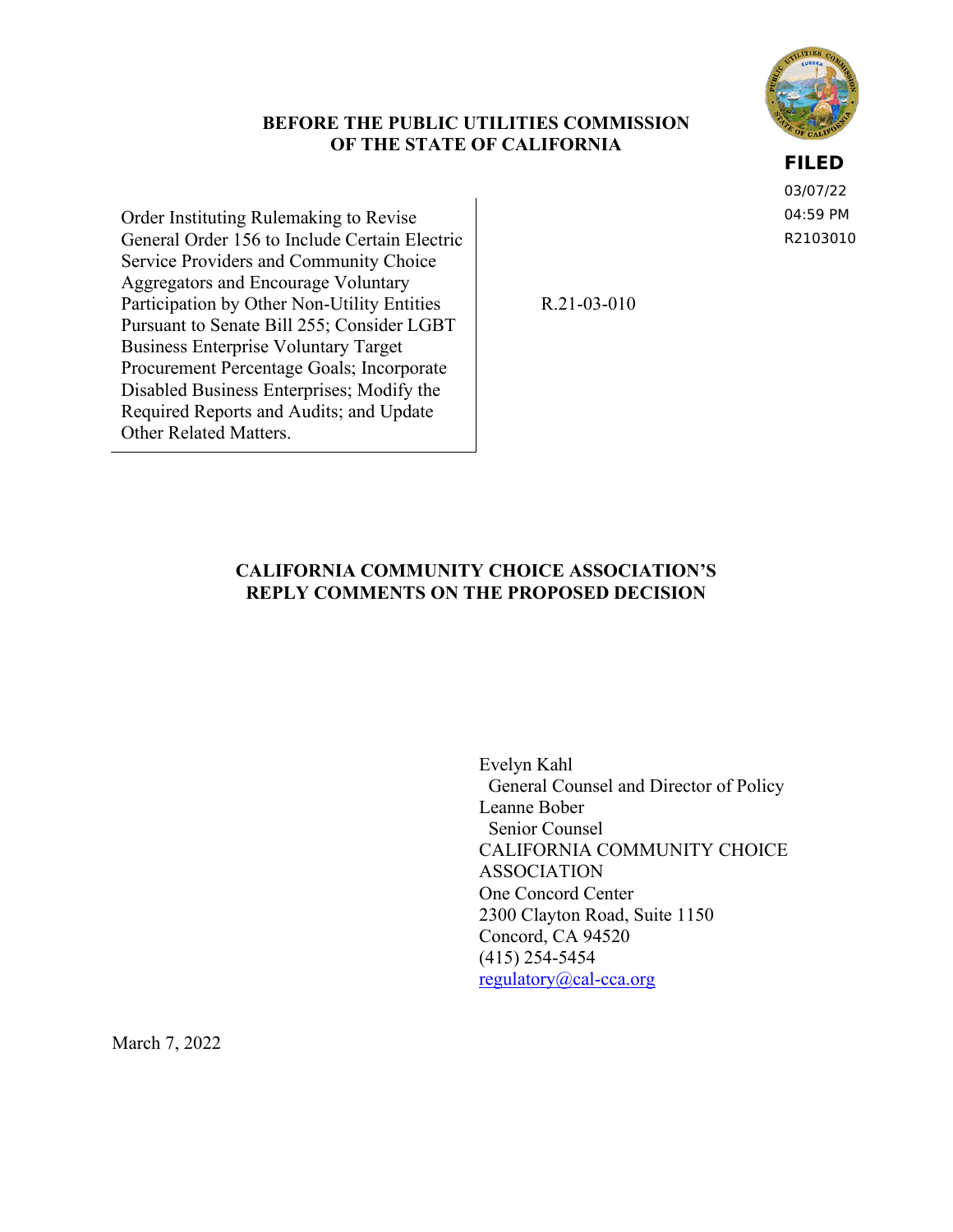**BEFORE THE PUBLIC UTILITIES COMMISSION OF THE STATE OF CALIFORNIA**

**FILED**
03/07/22
04:59 PM
R2103010

| | |
|---|---|
| Order Instituting Rulemaking to Revise General Order 156 to Include Certain Electric Service Providers and Community Choice Aggregators and Encourage Voluntary Participation by Other Non-Utility Entities Pursuant to Senate Bill 255; Consider LGBT Business Enterprise Voluntary Target Procurement Percentage Goals; Incorporate Disabled Business Enterprises; Modify the Required Reports and Audits; and Update Other Related Matters. | R.21-03-010 |

## CALIFORNIA COMMUNITY CHOICE ASSOCIATION'S REPLY COMMENTS ON THE PROPOSED DECISION

Evelyn Kahl
General Counsel and Director of Policy
Leanne Bober
Senior Counsel
CALIFORNIA COMMUNITY CHOICE ASSOCIATION
One Concord Center
2300 Clayton Road, Suite 1150
Concord, CA 94520
(415) 254-5454
regulatory@cal-cca.org

March 7, 2022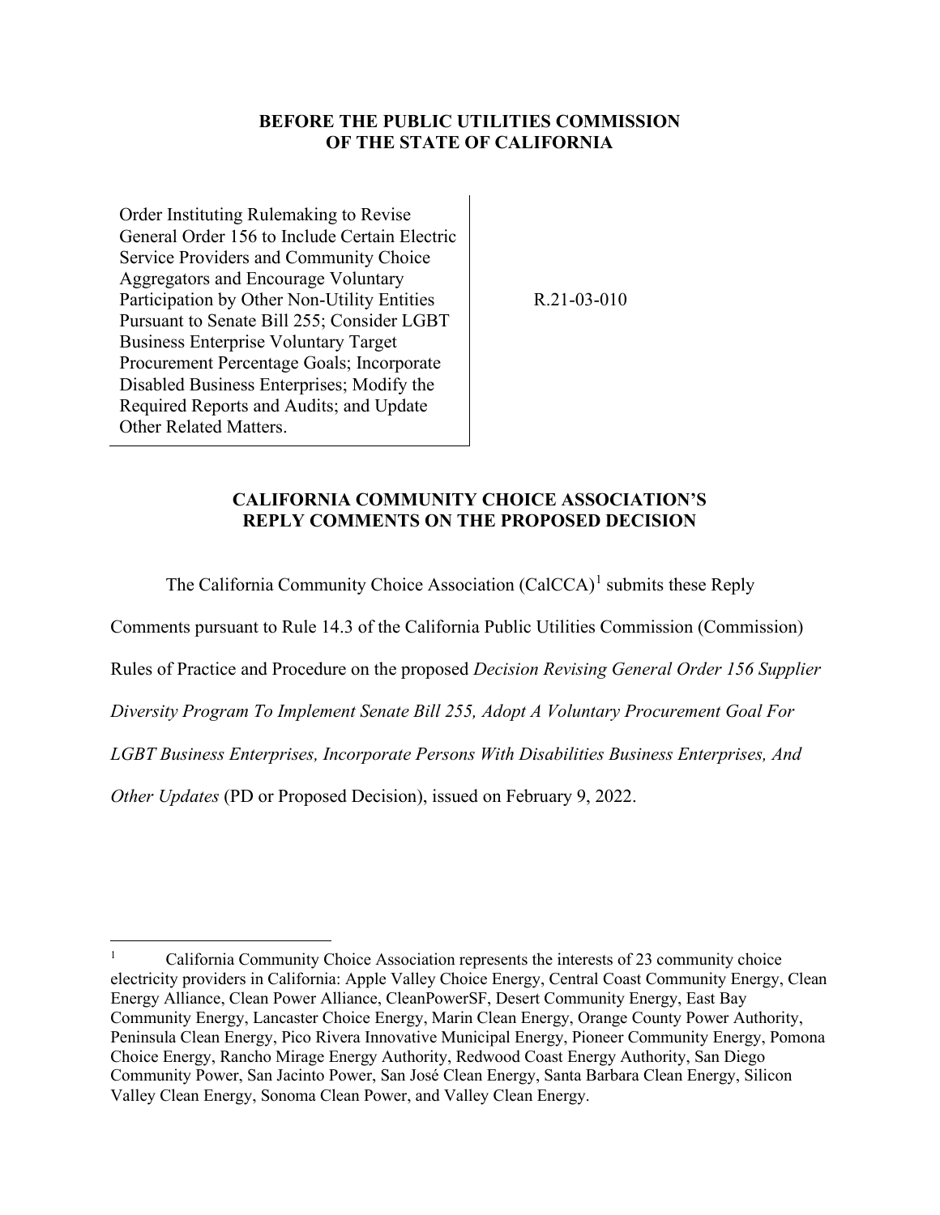**BEFORE THE PUBLIC UTILITIES COMMISSION OF THE STATE OF CALIFORNIA**

| Order Instituting Rulemaking to Revise General Order 156 to Include Certain Electric Service Providers and Community Choice Aggregators and Encourage Voluntary Participation by Other Non-Utility Entities Pursuant to Senate Bill 255; Consider LGBT Business Enterprise Voluntary Target Procurement Percentage Goals; Incorporate Disabled Business Enterprises; Modify the Required Reports and Audits; and Update Other Related Matters. | R.21-03-010 |
| --- | --- |

**CALIFORNIA COMMUNITY CHOICE ASSOCIATION'S REPLY COMMENTS ON THE PROPOSED DECISION**

The California Community Choice Association (CalCCA)[1] submits these Reply Comments pursuant to Rule 14.3 of the California Public Utilities Commission (Commission) Rules of Practice and Procedure on the proposed *Decision Revising General Order 156 Supplier Diversity Program To Implement Senate Bill 255, Adopt A Voluntary Procurement Goal For LGBT Business Enterprises, Incorporate Persons With Disabilities Business Enterprises, And Other Updates* (PD or Proposed Decision), issued on February 9, 2022.

---

[1] California Community Choice Association represents the interests of 23 community choice electricity providers in California: Apple Valley Choice Energy, Central Coast Community Energy, Clean Energy Alliance, Clean Power Alliance, CleanPowerSF, Desert Community Energy, East Bay Community Energy, Lancaster Choice Energy, Marin Clean Energy, Orange County Power Authority, Peninsula Clean Energy, Pico Rivera Innovative Municipal Energy, Pioneer Community Energy, Pomona Choice Energy, Rancho Mirage Energy Authority, Redwood Coast Energy Authority, San Diego Community Power, San Jacinto Power, San José Clean Energy, Santa Barbara Clean Energy, Silicon Valley Clean Energy, Sonoma Clean Power, and Valley Clean Energy.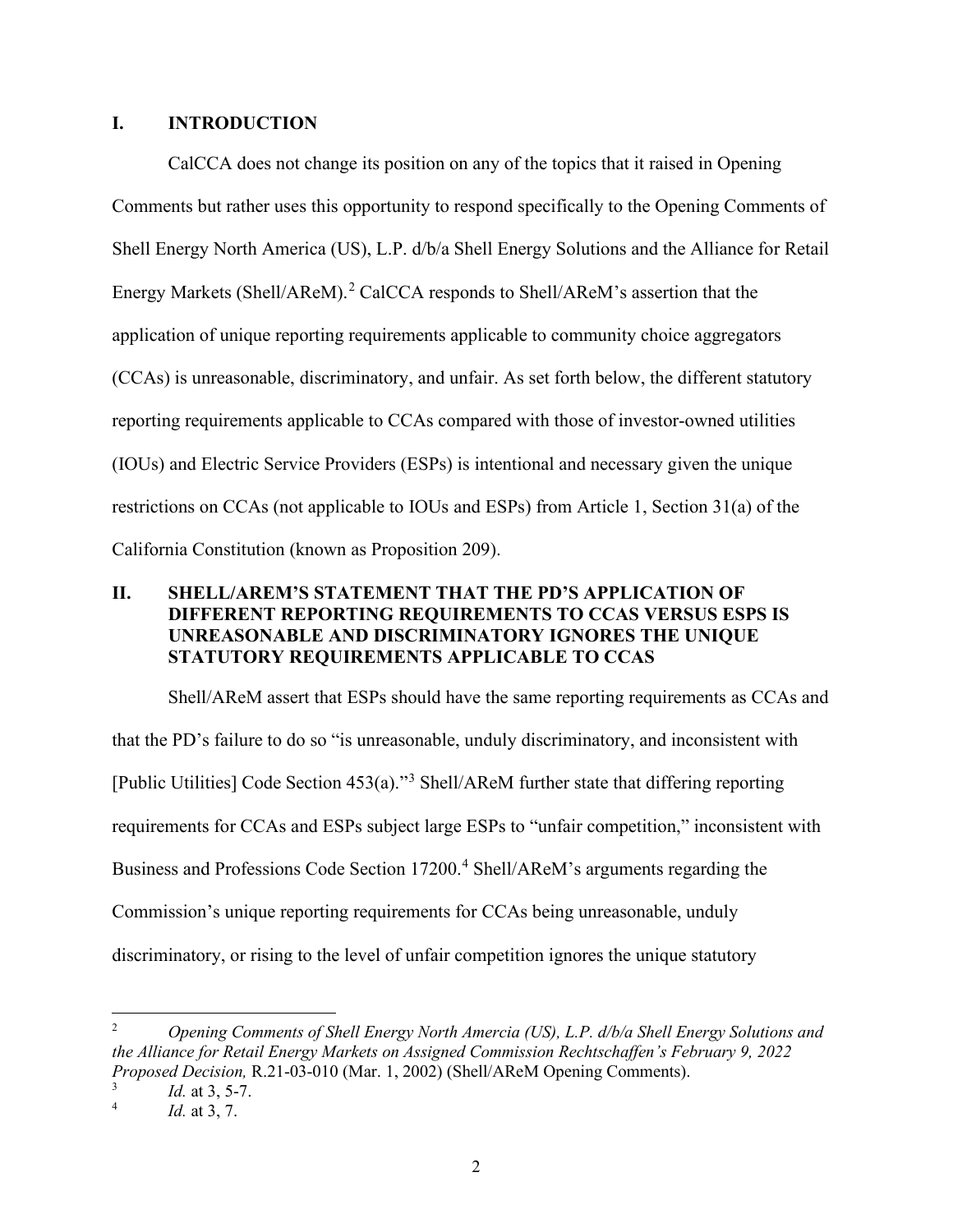## I. INTRODUCTION

CalCCA does not change its position on any of the topics that it raised in Opening Comments but rather uses this opportunity to respond specifically to the Opening Comments of Shell Energy North America (US), L.P. d/b/a Shell Energy Solutions and the Alliance for Retail Energy Markets (Shell/AReM).[2] CalCCA responds to Shell/AReM's assertion that the application of unique reporting requirements applicable to community choice aggregators (CCAs) is unreasonable, discriminatory, and unfair. As set forth below, the different statutory reporting requirements applicable to CCAs compared with those of investor-owned utilities (IOUs) and Electric Service Providers (ESPs) is intentional and necessary given the unique restrictions on CCAs (not applicable to IOUs and ESPs) from Article 1, Section 31(a) of the California Constitution (known as Proposition 209).

## II. SHELL/AREM'S STATEMENT THAT THE PD'S APPLICATION OF DIFFERENT REPORTING REQUIREMENTS TO CCAS VERSUS ESPS IS UNREASONABLE AND DISCRIMINATORY IGNORES THE UNIQUE STATUTORY REQUIREMENTS APPLICABLE TO CCAS

Shell/AReM assert that ESPs should have the same reporting requirements as CCAs and that the PD's failure to do so "is unreasonable, unduly discriminatory, and inconsistent with [Public Utilities] Code Section 453(a)."[3] Shell/AReM further state that differing reporting requirements for CCAs and ESPs subject large ESPs to "unfair competition," inconsistent with Business and Professions Code Section 17200.[4] Shell/AReM's arguments regarding the Commission's unique reporting requirements for CCAs being unreasonable, unduly discriminatory, or rising to the level of unfair competition ignores the unique statutory

---

[2] *Opening Comments of Shell Energy North Amercia (US), L.P. d/b/a Shell Energy Solutions and the Alliance for Retail Energy Markets on Assigned Commission Rechtschaffen's February 9, 2022 Proposed Decision,* R.21-03-010 (Mar. 1, 2002) (Shell/AReM Opening Comments).

[3] *Id.* at 3, 5-7.

[4] *Id.* at 3, 7.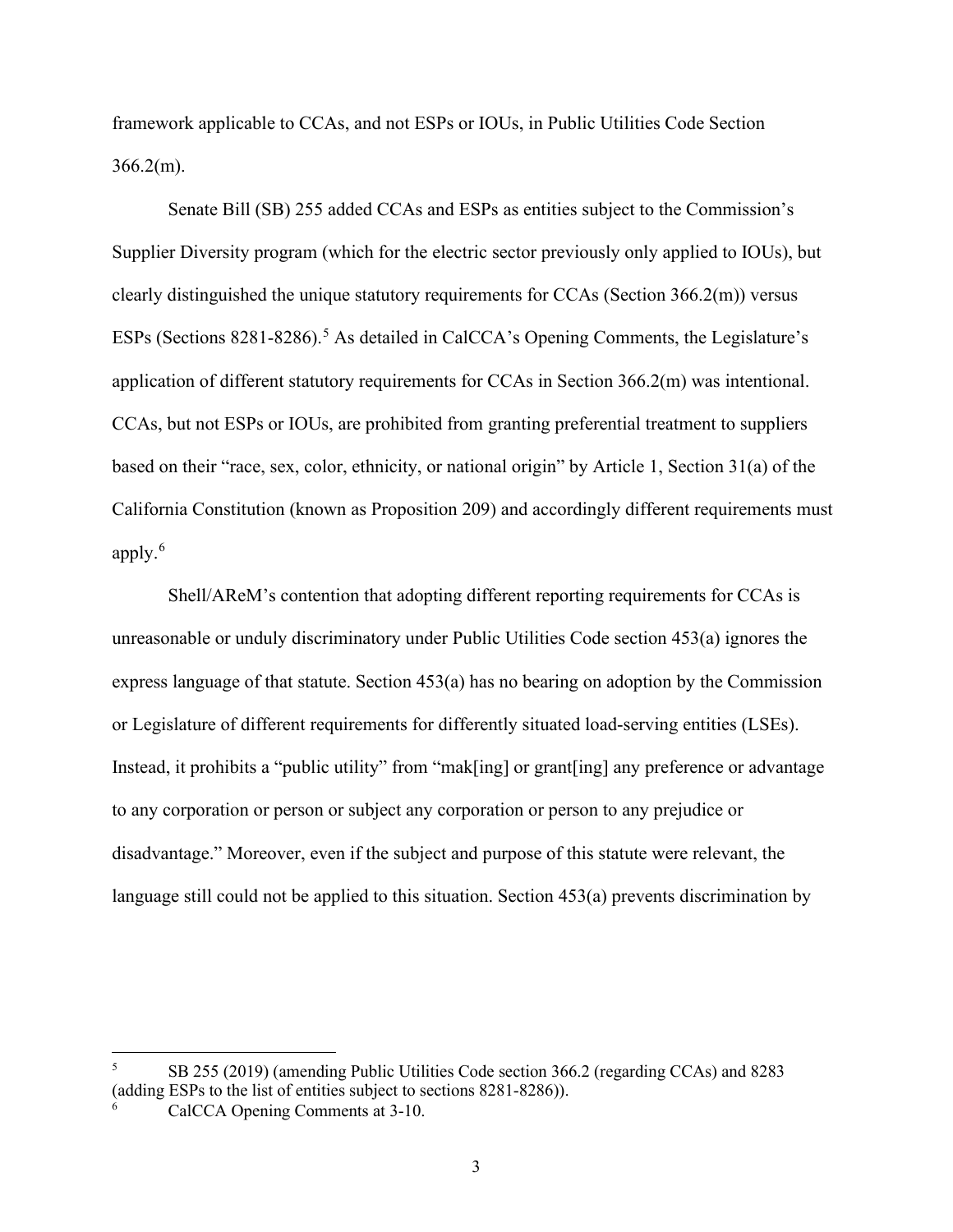framework applicable to CCAs, and not ESPs or IOUs, in Public Utilities Code Section 366.2(m).

Senate Bill (SB) 255 added CCAs and ESPs as entities subject to the Commission's Supplier Diversity program (which for the electric sector previously only applied to IOUs), but clearly distinguished the unique statutory requirements for CCAs (Section 366.2(m)) versus ESPs (Sections 8281-8286).[5] As detailed in CalCCA's Opening Comments, the Legislature's application of different statutory requirements for CCAs in Section 366.2(m) was intentional. CCAs, but not ESPs or IOUs, are prohibited from granting preferential treatment to suppliers based on their "race, sex, color, ethnicity, or national origin" by Article 1, Section 31(a) of the California Constitution (known as Proposition 209) and accordingly different requirements must apply.[6]

Shell/AReM's contention that adopting different reporting requirements for CCAs is unreasonable or unduly discriminatory under Public Utilities Code section 453(a) ignores the express language of that statute. Section 453(a) has no bearing on adoption by the Commission or Legislature of different requirements for differently situated load-serving entities (LSEs). Instead, it prohibits a "public utility" from "mak[ing] or grant[ing] any preference or advantage to any corporation or person or subject any corporation or person to any prejudice or disadvantage." Moreover, even if the subject and purpose of this statute were relevant, the language still could not be applied to this situation. Section 453(a) prevents discrimination by

---

[5] SB 255 (2019) (amending Public Utilities Code section 366.2 (regarding CCAs) and 8283 (adding ESPs to the list of entities subject to sections 8281-8286)).

[6] CalCCA Opening Comments at 3-10.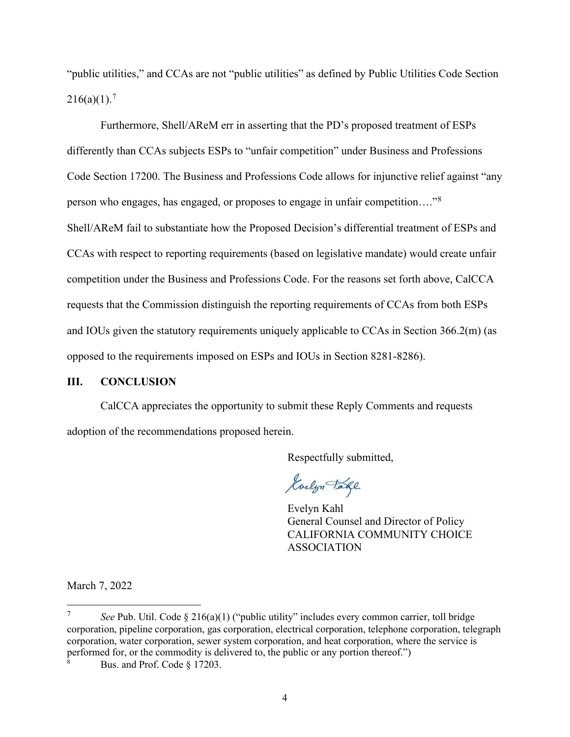"public utilities," and CCAs are not "public utilities" as defined by Public Utilities Code Section 216(a)(1).[7]

Furthermore, Shell/AReM err in asserting that the PD's proposed treatment of ESPs differently than CCAs subjects ESPs to "unfair competition" under Business and Professions Code Section 17200. The Business and Professions Code allows for injunctive relief against "any person who engages, has engaged, or proposes to engage in unfair competition…."[8] Shell/AReM fail to substantiate how the Proposed Decision's differential treatment of ESPs and CCAs with respect to reporting requirements (based on legislative mandate) would create unfair competition under the Business and Professions Code. For the reasons set forth above, CalCCA requests that the Commission distinguish the reporting requirements of CCAs from both ESPs and IOUs given the statutory requirements uniquely applicable to CCAs in Section 366.2(m) (as opposed to the requirements imposed on ESPs and IOUs in Section 8281-8286).

## III. CONCLUSION

CalCCA appreciates the opportunity to submit these Reply Comments and requests adoption of the recommendations proposed herein.

Respectfully submitted,

Evelyn Kahl
General Counsel and Director of Policy
CALIFORNIA COMMUNITY CHOICE ASSOCIATION

March 7, 2022

---

[7] *See* Pub. Util. Code § 216(a)(1) ("public utility" includes every common carrier, toll bridge corporation, pipeline corporation, gas corporation, electrical corporation, telephone corporation, telegraph corporation, water corporation, sewer system corporation, and heat corporation, where the service is performed for, or the commodity is delivered to, the public or any portion thereof.")

[8] Bus. and Prof. Code § 17203.